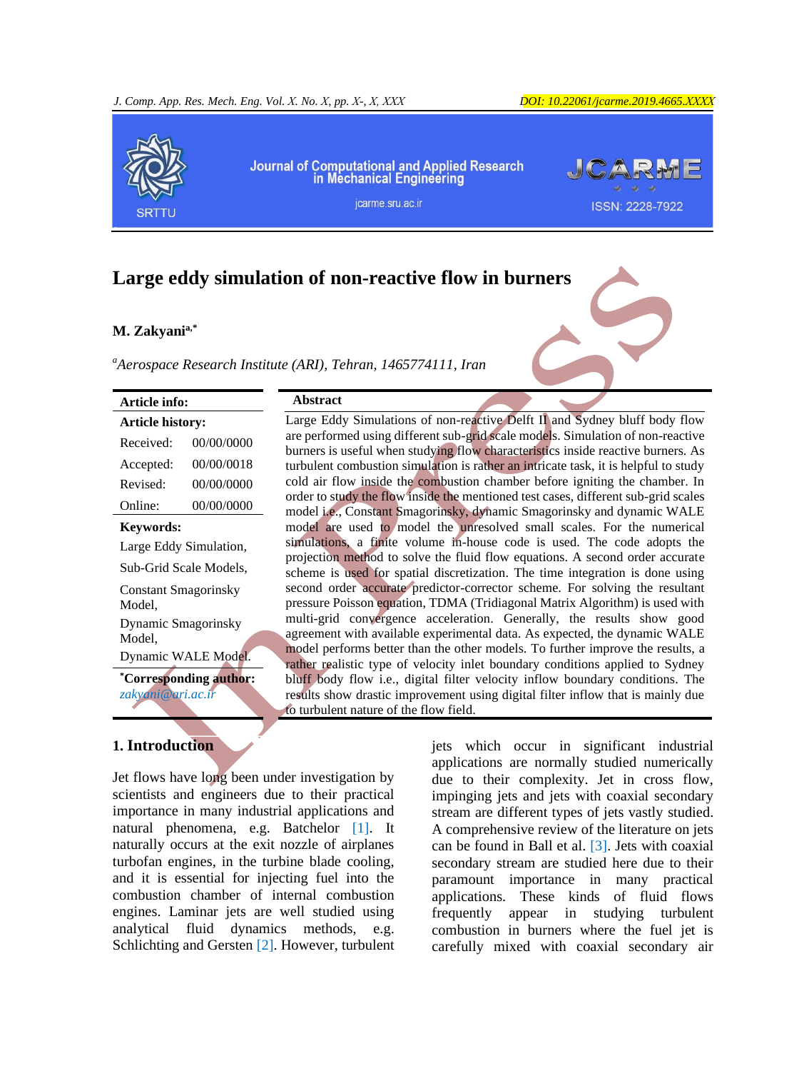# Large eddy simulation of non-reactive flow in burners

**M. Zakyani[a,*]**

[a] *Aerospace Research Institute (ARI), Tehran, 1465774111, Iran*

**Article info:**

**Article history:**

| | |
|---|---|
| Received: | 00/00/0000 |
| Accepted: | 00/00/0018 |
| Revised: | 00/00/0000 |
| Online: | 00/00/0000 |

**Keywords:**

Large Eddy Simulation,
Sub-Grid Scale Models,
Constant Smagorinsky Model,
Dynamic Smagorinsky Model,
Dynamic WALE Model.

**[*]Corresponding author:** zakyani@ari.ac.ir

## Abstract

Large Eddy Simulations of non-reactive Delft II and Sydney bluff body flow are performed using different sub-grid scale models. Simulation of non-reactive burners is useful when studying flow characteristics inside reactive burners. As turbulent combustion simulation is rather an intricate task, it is helpful to study cold air flow inside the combustion chamber before igniting the chamber. In order to study the flow inside the mentioned test cases, different sub-grid scales model i.e., Constant Smagorinsky, dynamic Smagorinsky and dynamic WALE model are used to model the unresolved small scales. For the numerical simulations, a finite volume in-house code is used. The code adopts the projection method to solve the fluid flow equations. A second order accurate scheme is used for spatial discretization. The time integration is done using second order accurate predictor-corrector scheme. For solving the resultant pressure Poisson equation, TDMA (Tridiagonal Matrix Algorithm) is used with multi-grid convergence acceleration. Generally, the results show good agreement with available experimental data. As expected, the dynamic WALE model performs better than the other models. To further improve the results, a rather realistic type of velocity inlet boundary conditions applied to Sydney bluff body flow i.e., digital filter velocity inflow boundary conditions. The results show drastic improvement using digital filter inflow that is mainly due to turbulent nature of the flow field.

## 1. Introduction

Jet flows have long been under investigation by scientists and engineers due to their practical importance in many industrial applications and natural phenomena, e.g. Batchelor [1]. It naturally occurs at the exit nozzle of airplanes turbofan engines, in the turbine blade cooling, and it is essential for injecting fuel into the combustion chamber of internal combustion engines. Laminar jets are well studied using analytical fluid dynamics methods, e.g. Schlichting and Gersten [2]. However, turbulent jets which occur in significant industrial applications are normally studied numerically due to their complexity. Jet in cross flow, impinging jets and jets with coaxial secondary stream are different types of jets vastly studied. A comprehensive review of the literature on jets can be found in Ball et al. [3]. Jets with coaxial secondary stream are studied here due to their paramount importance in many practical applications. These kinds of fluid flows frequently appear in studying turbulent combustion in burners where the fuel jet is carefully mixed with coaxial secondary air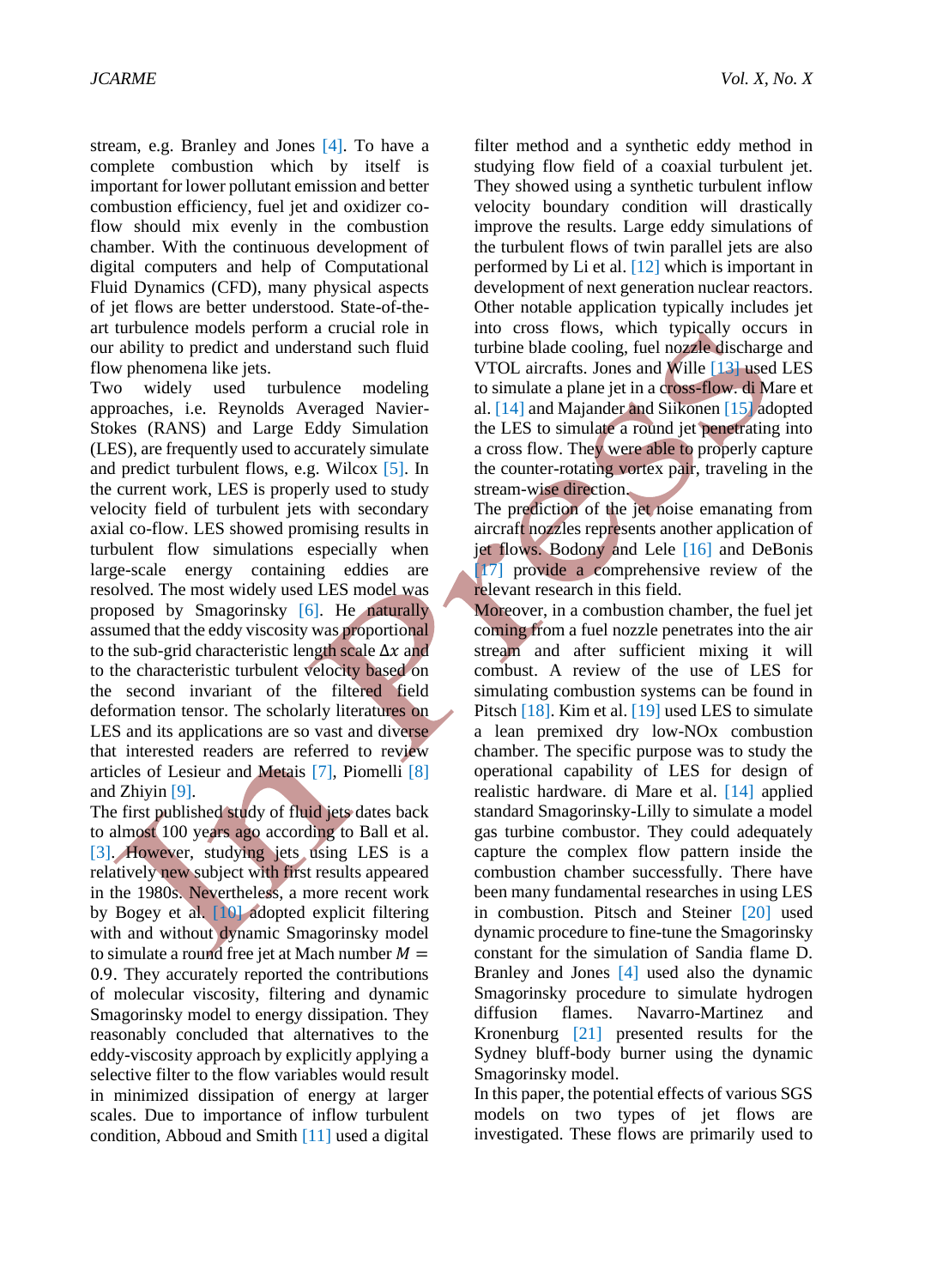stream, e.g. Branley and Jones [4]. To have a complete combustion which by itself is important for lower pollutant emission and better combustion efficiency, fuel jet and oxidizer co-flow should mix evenly in the combustion chamber. With the continuous development of digital computers and help of Computational Fluid Dynamics (CFD), many physical aspects of jet flows are better understood. State-of-the-art turbulence models perform a crucial role in our ability to predict and understand such fluid flow phenomena like jets.

Two widely used turbulence modeling approaches, i.e. Reynolds Averaged Navier-Stokes (RANS) and Large Eddy Simulation (LES), are frequently used to accurately simulate and predict turbulent flows, e.g. Wilcox [5]. In the current work, LES is properly used to study velocity field of turbulent jets with secondary axial co-flow. LES showed promising results in turbulent flow simulations especially when large-scale energy containing eddies are resolved. The most widely used LES model was proposed by Smagorinsky [6]. He naturally assumed that the eddy viscosity was proportional to the sub-grid characteristic length scale $\Delta x$ and to the characteristic turbulent velocity based on the second invariant of the filtered field deformation tensor. The scholarly literatures on LES and its applications are so vast and diverse that interested readers are referred to review articles of Lesieur and Metais [7], Piomelli [8] and Zhiyin [9].

The first published study of fluid jets dates back to almost 100 years ago according to Ball et al. [3]. However, studying jets using LES is a relatively new subject with first results appeared in the 1980s. Nevertheless, a more recent work by Bogey et al. [10] adopted explicit filtering with and without dynamic Smagorinsky model to simulate a round free jet at Mach number $M = 0.9$. They accurately reported the contributions of molecular viscosity, filtering and dynamic Smagorinsky model to energy dissipation. They reasonably concluded that alternatives to the eddy-viscosity approach by explicitly applying a selective filter to the flow variables would result in minimized dissipation of energy at larger scales. Due to importance of inflow turbulent condition, Abboud and Smith [11] used a digital filter method and a synthetic eddy method in studying flow field of a coaxial turbulent jet. They showed using a synthetic turbulent inflow velocity boundary condition will drastically improve the results. Large eddy simulations of the turbulent flows of twin parallel jets are also performed by Li et al. [12] which is important in development of next generation nuclear reactors. Other notable application typically includes jet into cross flows, which typically occurs in turbine blade cooling, fuel nozzle discharge and VTOL aircrafts. Jones and Wille [13] used LES to simulate a plane jet in a cross-flow. di Mare et al. [14] and Majander and Siikonen [15] adopted the LES to simulate a round jet penetrating into a cross flow. They were able to properly capture the counter-rotating vortex pair, traveling in the stream-wise direction.

The prediction of the jet noise emanating from aircraft nozzles represents another application of jet flows. Bodony and Lele [16] and DeBonis [17] provide a comprehensive review of the relevant research in this field.

Moreover, in a combustion chamber, the fuel jet coming from a fuel nozzle penetrates into the air stream and after sufficient mixing it will combust. A review of the use of LES for simulating combustion systems can be found in Pitsch [18]. Kim et al. [19] used LES to simulate a lean premixed dry low-NOx combustion chamber. The specific purpose was to study the operational capability of LES for design of realistic hardware. di Mare et al. [14] applied standard Smagorinsky-Lilly to simulate a model gas turbine combustor. They could adequately capture the complex flow pattern inside the combustion chamber successfully. There have been many fundamental researches in using LES in combustion. Pitsch and Steiner [20] used dynamic procedure to fine-tune the Smagorinsky constant for the simulation of Sandia flame D. Branley and Jones [4] used also the dynamic Smagorinsky procedure to simulate hydrogen diffusion flames. Navarro-Martinez and Kronenburg [21] presented results for the Sydney bluff-body burner using the dynamic Smagorinsky model.

In this paper, the potential effects of various SGS models on two types of jet flows are investigated. These flows are primarily used to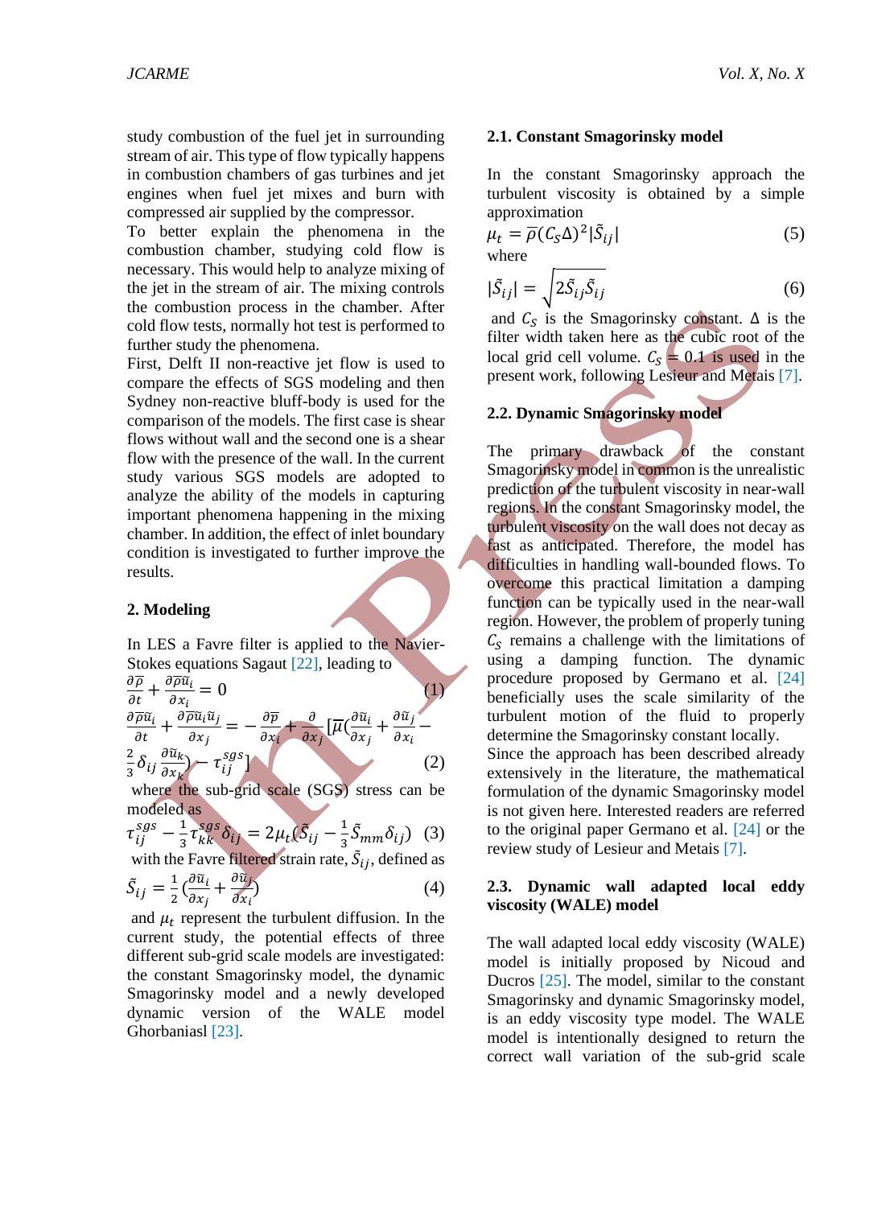study combustion of the fuel jet in surrounding stream of air. This type of flow typically happens in combustion chambers of gas turbines and jet engines when fuel jet mixes and burn with compressed air supplied by the compressor.

To better explain the phenomena in the combustion chamber, studying cold flow is necessary. This would help to analyze mixing of the jet in the stream of air. The mixing controls the combustion process in the chamber. After cold flow tests, normally hot test is performed to further study the phenomena.

First, Delft II non-reactive jet flow is used to compare the effects of SGS modeling and then Sydney non-reactive bluff-body is used for the comparison of the models. The first case is shear flows without wall and the second one is a shear flow with the presence of the wall. In the current study various SGS models are adopted to analyze the ability of the models in capturing important phenomena happening in the mixing chamber. In addition, the effect of inlet boundary condition is investigated to further improve the results.

## 2. Modeling

In LES a Favre filter is applied to the Navier-Stokes equations Sagaut [22], leading to

$$\frac{\partial \bar{\rho}}{\partial t} + \frac{\partial \bar{\rho}\tilde{u}_i}{\partial x_i} = 0 \quad (1)$$

$$\frac{\partial \bar{\rho}\tilde{u}_i}{\partial t} + \frac{\partial \bar{\rho}\tilde{u}_i\tilde{u}_j}{\partial x_j} = -\frac{\partial \bar{p}}{\partial x_i} + \frac{\partial}{\partial x_j}[\bar{\mu}(\frac{\partial \tilde{u}_i}{\partial x_j} + \frac{\partial \tilde{u}_j}{\partial x_i} - \frac{2}{3}\delta_{ij}\frac{\partial \tilde{u}_k}{\partial x_k}) - \tau_{ij}^{sgs}] \quad (2)$$

where the sub-grid scale (SGS) stress can be modeled as

$$\tau_{ij}^{sgs} - \frac{1}{3}\tau_{kk}^{sgs}\delta_{ij} = 2\mu_t(\tilde{S}_{ij} - \frac{1}{3}\tilde{S}_{mm}\delta_{ij}) \quad (3)$$

with the Favre filtered strain rate, $\tilde{S}_{ij}$, defined as

$$\tilde{S}_{ij} = \frac{1}{2}(\frac{\partial \tilde{u}_i}{\partial x_j} + \frac{\partial \tilde{u}_j}{\partial x_i}) \quad (4)$$

and $\mu_t$ represent the turbulent diffusion. In the current study, the potential effects of three different sub-grid scale models are investigated: the constant Smagorinsky model, the dynamic Smagorinsky model and a newly developed dynamic version of the WALE model Ghorbaniasl [23].

### 2.1. Constant Smagorinsky model

In the constant Smagorinsky approach the turbulent viscosity is obtained by a simple approximation

$$\mu_t = \bar{\rho}(C_S\Delta)^2|\tilde{S}_{ij}| \quad (5)$$

where

$$|\tilde{S}_{ij}| = \sqrt{2\tilde{S}_{ij}\tilde{S}_{ij}} \quad (6)$$

and $C_S$ is the Smagorinsky constant. $\Delta$ is the filter width taken here as the cubic root of the local grid cell volume. $C_S = 0.1$ is used in the present work, following Lesieur and Metais [7].

### 2.2. Dynamic Smagorinsky model

The primary drawback of the constant Smagorinsky model in common is the unrealistic prediction of the turbulent viscosity in near-wall regions. In the constant Smagorinsky model, the turbulent viscosity on the wall does not decay as fast as anticipated. Therefore, the model has difficulties in handling wall-bounded flows. To overcome this practical limitation a damping function can be typically used in the near-wall region. However, the problem of properly tuning $C_S$ remains a challenge with the limitations of using a damping function. The dynamic procedure proposed by Germano et al. [24] beneficially uses the scale similarity of the turbulent motion of the fluid to properly determine the Smagorinsky constant locally.

Since the approach has been described already extensively in the literature, the mathematical formulation of the dynamic Smagorinsky model is not given here. Interested readers are referred to the original paper Germano et al. [24] or the review study of Lesieur and Metais [7].

### 2.3. Dynamic wall adapted local eddy viscosity (WALE) model

The wall adapted local eddy viscosity (WALE) model is initially proposed by Nicoud and Ducros [25]. The model, similar to the constant Smagorinsky and dynamic Smagorinsky model, is an eddy viscosity type model. The WALE model is intentionally designed to return the correct wall variation of the sub-grid scale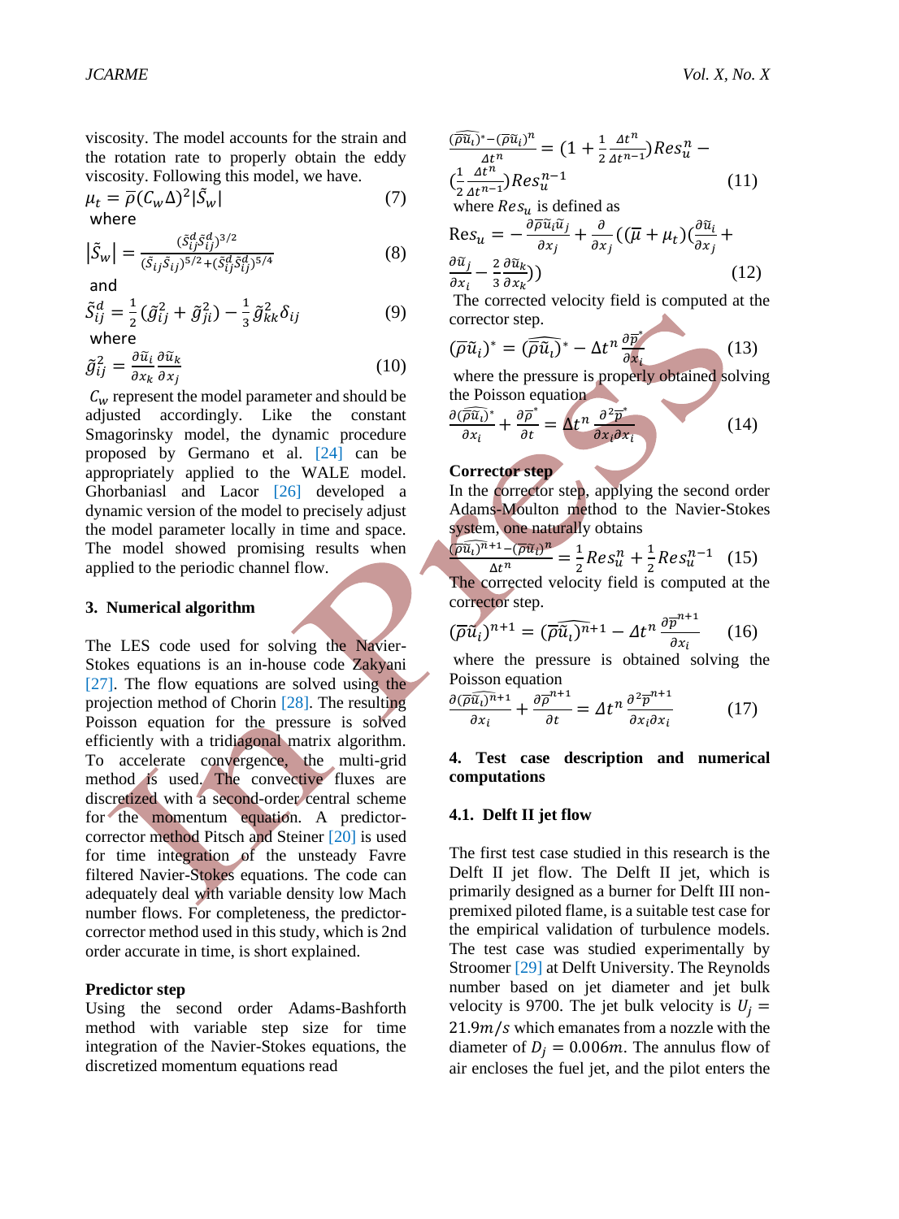viscosity. The model accounts for the strain and the rotation rate to properly obtain the eddy viscosity. Following this model, we have.

$$\mu_t = \bar{\rho}(C_w\Delta)^2|\tilde{S}_w| \quad (7)$$

where

$$|\tilde{S}_w| = \frac{(\tilde{S}^d_{ij}\tilde{S}^d_{ij})^{3/2}}{(\tilde{S}_{ij}\tilde{S}_{ij})^{5/2}+(\tilde{S}^d_{ij}\tilde{S}^d_{ij})^{5/4}} \quad (8)$$

and

$$\tilde{S}^d_{ij} = \frac{1}{2}(\tilde{g}^2_{ij} + \tilde{g}^2_{ji}) - \frac{1}{3}\tilde{g}^2_{kk}\delta_{ij} \quad (9)$$

where

$$\tilde{g}^2_{ij} = \frac{\partial \tilde{u}_i}{\partial x_k}\frac{\partial \tilde{u}_k}{\partial x_j} \quad (10)$$

$C_w$ represent the model parameter and should be adjusted accordingly. Like the constant Smagorinsky model, the dynamic procedure proposed by Germano et al. [24] can be appropriately applied to the WALE model. Ghorbaniasl and Lacor [26] developed a dynamic version of the model to precisely adjust the model parameter locally in time and space. The model showed promising results when applied to the periodic channel flow.

## 3. Numerical algorithm

The LES code used for solving the Navier-Stokes equations is an in-house code Zakyani [27]. The flow equations are solved using the projection method of Chorin [28]. The resulting Poisson equation for the pressure is solved efficiently with a tridiagonal matrix algorithm. To accelerate convergence, the multi-grid method is used. The convective fluxes are discretized with a second-order central scheme for the momentum equation. A predictor-corrector method Pitsch and Steiner [20] is used for time integration of the unsteady Favre filtered Navier-Stokes equations. The code can adequately deal with variable density low Mach number flows. For completeness, the predictor-corrector method used in this study, which is 2nd order accurate in time, is short explained.

**Predictor step**

Using the second order Adams-Bashforth method with variable step size for time integration of the Navier-Stokes equations, the discretized momentum equations read

$$\frac{(\widehat{\bar{\rho}\tilde{u}_i})^* - (\bar{\rho}\tilde{u}_i)^n}{\Delta t^n} = \left(1 + \frac{1}{2}\frac{\Delta t^n}{\Delta t^{n-1}}\right)Res^n_u - \left(\frac{1}{2}\frac{\Delta t^n}{\Delta t^{n-1}}\right)Res^{n-1}_u \quad (11)$$

where $Res_u$ is defined as

$$\mathrm{Res}_u = -\frac{\partial \bar{\rho}\tilde{u}_i\tilde{u}_j}{\partial x_j} + \frac{\partial}{\partial x_j}\left((\bar{\mu} + \mu_t)\left(\frac{\partial \tilde{u}_i}{\partial x_j} + \frac{\partial \tilde{u}_j}{\partial x_i} - \frac{2}{3}\frac{\partial \tilde{u}_k}{\partial x_k}\right)\right) \quad (12)$$

The corrected velocity field is computed at the corrector step.

$$(\bar{\rho}\tilde{u}_i)^* = (\widehat{\bar{\rho}\tilde{u}_i})^* - \Delta t^n \frac{\partial \bar{p}^*}{\partial x_i} \quad (13)$$

where the pressure is properly obtained solving the Poisson equation

$$\frac{\partial (\widehat{\bar{\rho}\tilde{u}_i})^*}{\partial x_i} + \frac{\partial \bar{\rho}^*}{\partial t} = \Delta t^n \frac{\partial^2 \bar{p}^*}{\partial x_i \partial x_i} \quad (14)$$

**Corrector step**

In the corrector step, applying the second order Adams-Moulton method to the Navier-Stokes system, one naturally obtains

$$\frac{(\widehat{\bar{\rho}\tilde{u}_i})^{n+1} - (\bar{\rho}\tilde{u}_i)^n}{\Delta t^n} = \frac{1}{2}Res^n_u + \frac{1}{2}Res^{n-1}_u \quad (15)$$

The corrected velocity field is computed at the corrector step.

$$(\bar{\rho}\tilde{u}_i)^{n+1} = (\widehat{\bar{\rho}\tilde{u}_i})^{n+1} - \Delta t^n \frac{\partial \bar{p}^{n+1}}{\partial x_i} \quad (16)$$

where the pressure is obtained solving the Poisson equation

$$\frac{\partial (\widehat{\bar{\rho}\tilde{u}_i})^{n+1}}{\partial x_i} + \frac{\partial \bar{\rho}^{n+1}}{\partial t} = \Delta t^n \frac{\partial^2 \bar{p}^{n+1}}{\partial x_i \partial x_i} \quad (17)$$

## 4. Test case description and numerical computations

### 4.1. Delft II jet flow

The first test case studied in this research is the Delft II jet flow. The Delft II jet, which is primarily designed as a burner for Delft III non-premixed piloted flame, is a suitable test case for the empirical validation of turbulence models. The test case was studied experimentally by Stroomer [29] at Delft University. The Reynolds number based on jet diameter and jet bulk velocity is 9700. The jet bulk velocity is $U_j = 21.9 m/s$ which emanates from a nozzle with the diameter of $D_j = 0.006m$. The annulus flow of air encloses the fuel jet, and the pilot enters the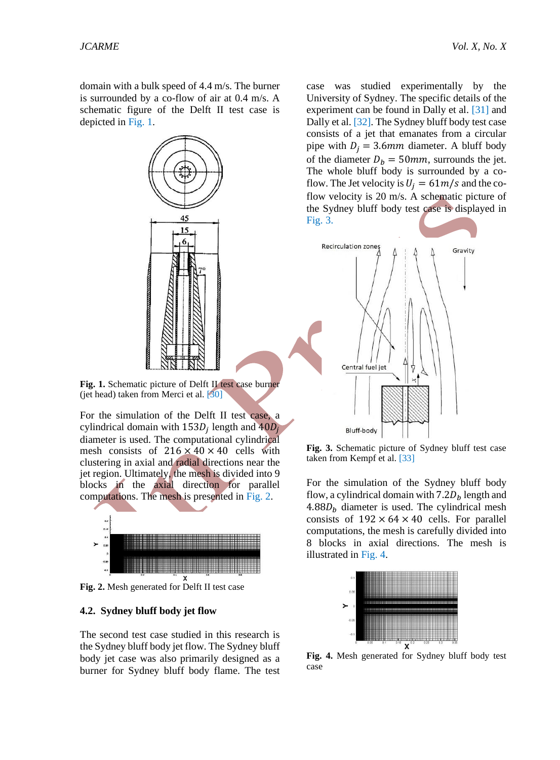domain with a bulk speed of 4.4 m/s. The burner is surrounded by a co-flow of air at 0.4 m/s. A schematic figure of the Delft II test case is depicted in Fig. 1.

**Fig. 1.** Schematic picture of Delft II test case burner (jet head) taken from Merci et al. [30]

For the simulation of the Delft II test case, a cylindrical domain with $153D_j$ length and $40D_j$ diameter is used. The computational cylindrical mesh consists of $216 \times 40 \times 40$ cells with clustering in axial and radial directions near the jet region. Ultimately, the mesh is divided into 9 blocks in the axial direction for parallel computations. The mesh is presented in Fig. 2.

**Fig. 2.** Mesh generated for Delft II test case

### 4.2. Sydney bluff body jet flow

The second test case studied in this research is the Sydney bluff body jet flow. The Sydney bluff body jet case was also primarily designed as a burner for Sydney bluff body flame. The test case was studied experimentally by the University of Sydney. The specific details of the experiment can be found in Dally et al. [31] and Dally et al. [32]. The Sydney bluff body test case consists of a jet that emanates from a circular pipe with $D_j = 3.6mm$ diameter. A bluff body of the diameter $D_b = 50mm$, surrounds the jet. The whole bluff body is surrounded by a co-flow. The Jet velocity is $U_j = 61m/s$ and the co-flow velocity is 20 m/s. A schematic picture of the Sydney bluff body test case is displayed in Fig. 3.

**Fig. 3.** Schematic picture of Sydney bluff test case taken from Kempf et al. [33]

For the simulation of the Sydney bluff body flow, a cylindrical domain with $7.2D_b$ length and $4.88D_b$ diameter is used. The cylindrical mesh consists of $192 \times 64 \times 40$ cells. For parallel computations, the mesh is carefully divided into 8 blocks in axial directions. The mesh is illustrated in Fig. 4.

**Fig. 4.** Mesh generated for Sydney bluff body test case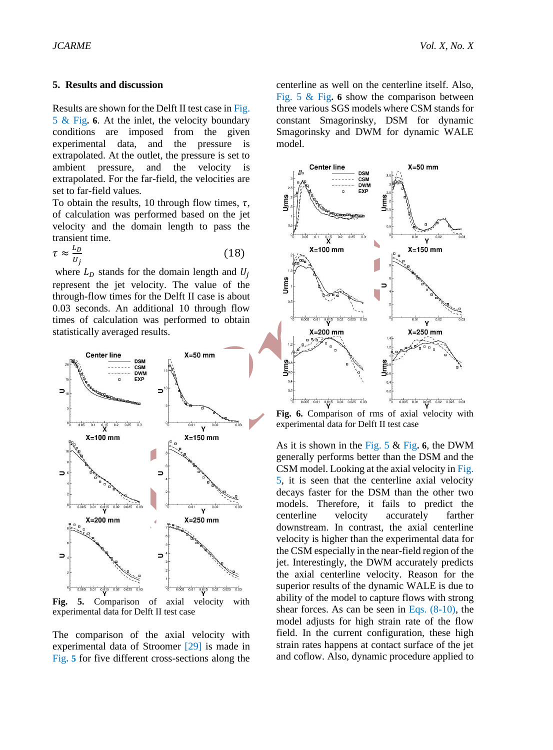## 5. Results and discussion

Results are shown for the Delft II test case in Fig. 5 & Fig. 6. At the inlet, the velocity boundary conditions are imposed from the given experimental data, and the pressure is extrapolated. At the outlet, the pressure is set to ambient pressure, and the velocity is extrapolated. For the far-field, the velocities are set to far-field values.

To obtain the results, 10 through flow times, $\tau$, of calculation was performed based on the jet velocity and the domain length to pass the transient time.

$$\tau \approx \frac{L_D}{U_j} \tag{18}$$

where $L_D$ stands for the domain length and $U_j$ represent the jet velocity. The value of the through-flow times for the Delft II case is about 0.03 seconds. An additional 10 through flow times of calculation was performed to obtain statistically averaged results.

**Fig. 5.** Comparison of axial velocity with experimental data for Delft II test case

The comparison of the axial velocity with experimental data of Stroomer [29] is made in Fig. 5 for five different cross-sections along the centerline as well on the centerline itself. Also, Fig. 5 & Fig. 6 show the comparison between three various SGS models where CSM stands for constant Smagorinsky, DSM for dynamic Smagorinsky and DWM for dynamic WALE model.

**Fig. 6.** Comparison of rms of axial velocity with experimental data for Delft II test case

As it is shown in the Fig. 5 & Fig. 6, the DWM generally performs better than the DSM and the CSM model. Looking at the axial velocity in Fig. 5, it is seen that the centerline axial velocity decays faster for the DSM than the other two models. Therefore, it fails to predict the centerline velocity accurately farther downstream. In contrast, the axial centerline velocity is higher than the experimental data for the CSM especially in the near-field region of the jet. Interestingly, the DWM accurately predicts the axial centerline velocity. Reason for the superior results of the dynamic WALE is due to ability of the model to capture flows with strong shear forces. As can be seen in Eqs. (8-10), the model adjusts for high strain rate of the flow field. In the current configuration, these high strain rates happens at contact surface of the jet and coflow. Also, dynamic procedure applied to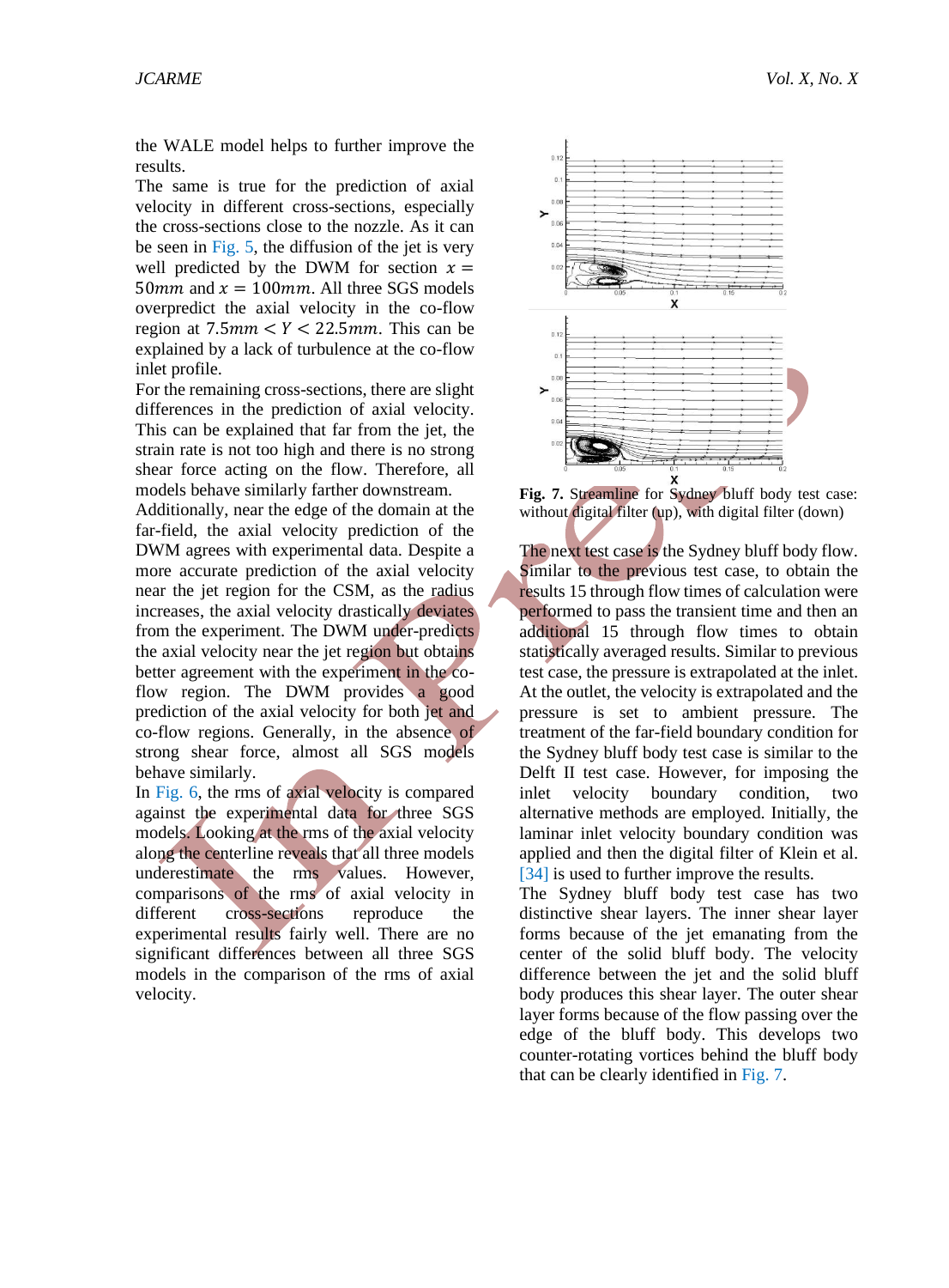the WALE model helps to further improve the results.

The same is true for the prediction of axial velocity in different cross-sections, especially the cross-sections close to the nozzle. As it can be seen in Fig. 5, the diffusion of the jet is very well predicted by the DWM for section $x = 50mm$ and $x = 100mm$. All three SGS models overpredict the axial velocity in the co-flow region at $7.5mm < Y < 22.5mm$. This can be explained by a lack of turbulence at the co-flow inlet profile.

For the remaining cross-sections, there are slight differences in the prediction of axial velocity. This can be explained that far from the jet, the strain rate is not too high and there is no strong shear force acting on the flow. Therefore, all models behave similarly farther downstream.

Additionally, near the edge of the domain at the far-field, the axial velocity prediction of the DWM agrees with experimental data. Despite a more accurate prediction of the axial velocity near the jet region for the CSM, as the radius increases, the axial velocity drastically deviates from the experiment. The DWM under-predicts the axial velocity near the jet region but obtains better agreement with the experiment in the co-flow region. The DWM provides a good prediction of the axial velocity for both jet and co-flow regions. Generally, in the absence of strong shear force, almost all SGS models behave similarly.

In Fig. 6, the rms of axial velocity is compared against the experimental data for three SGS models. Looking at the rms of the axial velocity along the centerline reveals that all three models underestimate the rms values. However, comparisons of the rms of axial velocity in different cross-sections reproduce the experimental results fairly well. There are no significant differences between all three SGS models in the comparison of the rms of axial velocity.

**Fig. 7.** Streamline for Sydney bluff body test case: without digital filter (up), with digital filter (down)

The next test case is the Sydney bluff body flow. Similar to the previous test case, to obtain the results 15 through flow times of calculation were performed to pass the transient time and then an additional 15 through flow times to obtain statistically averaged results. Similar to previous test case, the pressure is extrapolated at the inlet. At the outlet, the velocity is extrapolated and the pressure is set to ambient pressure. The treatment of the far-field boundary condition for the Sydney bluff body test case is similar to the Delft II test case. However, for imposing the inlet velocity boundary condition, two alternative methods are employed. Initially, the laminar inlet velocity boundary condition was applied and then the digital filter of Klein et al. [34] is used to further improve the results.

The Sydney bluff body test case has two distinctive shear layers. The inner shear layer forms because of the jet emanating from the center of the solid bluff body. The velocity difference between the jet and the solid bluff body produces this shear layer. The outer shear layer forms because of the flow passing over the edge of the bluff body. This develops two counter-rotating vortices behind the bluff body that can be clearly identified in Fig. 7.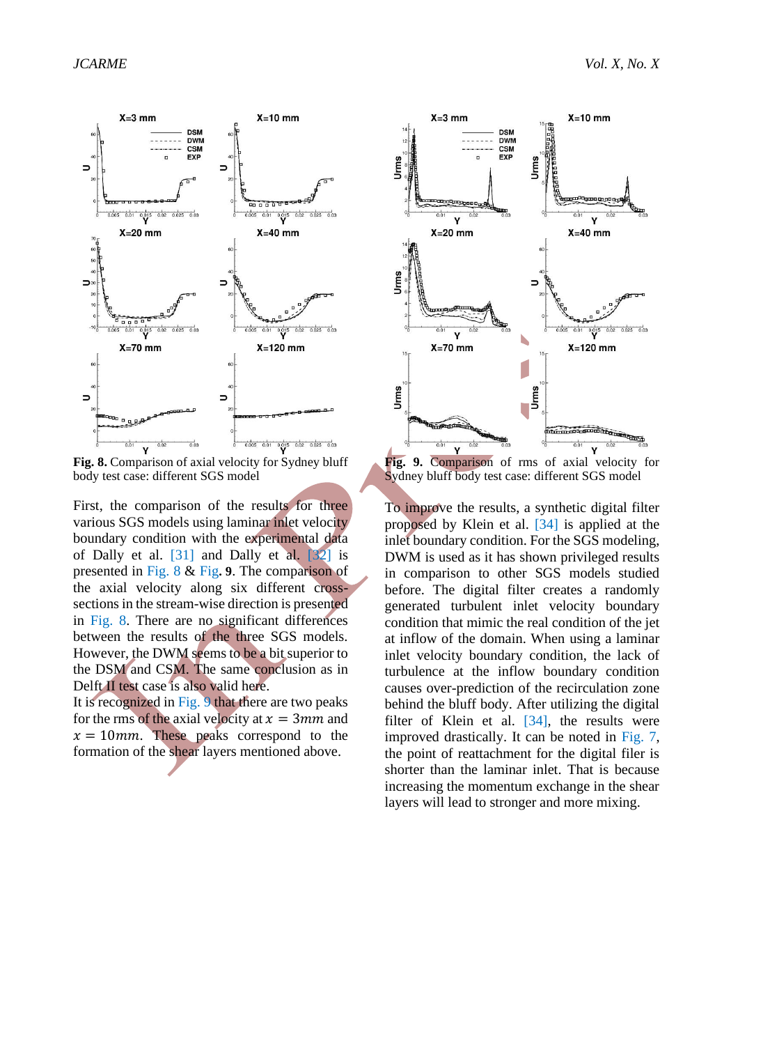**Fig. 8.** Comparison of axial velocity for Sydney bluff body test case: different SGS model

**Fig. 9.** Comparison of rms of axial velocity for Sydney bluff body test case: different SGS model

First, the comparison of the results for three various SGS models using laminar inlet velocity boundary condition with the experimental data of Dally et al. [31] and Dally et al. [32] is presented in Fig. 8 & Fig. **9**. The comparison of the axial velocity along six different cross-sections in the stream-wise direction is presented in Fig. 8. There are no significant differences between the results of the three SGS models. However, the DWM seems to be a bit superior to the DSM and CSM. The same conclusion as in Delft II test case is also valid here.

It is recognized in Fig. 9 that there are two peaks for the rms of the axial velocity at $x = 3mm$ and $x = 10mm$. These peaks correspond to the formation of the shear layers mentioned above.

To improve the results, a synthetic digital filter proposed by Klein et al. [34] is applied at the inlet boundary condition. For the SGS modeling, DWM is used as it has shown privileged results in comparison to other SGS models studied before. The digital filter creates a randomly generated turbulent inlet velocity boundary condition that mimic the real condition of the jet at inflow of the domain. When using a laminar inlet velocity boundary condition, the lack of turbulence at the inflow boundary condition causes over-prediction of the recirculation zone behind the bluff body. After utilizing the digital filter of Klein et al. [34], the results were improved drastically. It can be noted in Fig. 7, the point of reattachment for the digital filer is shorter than the laminar inlet. That is because increasing the momentum exchange in the shear layers will lead to stronger and more mixing.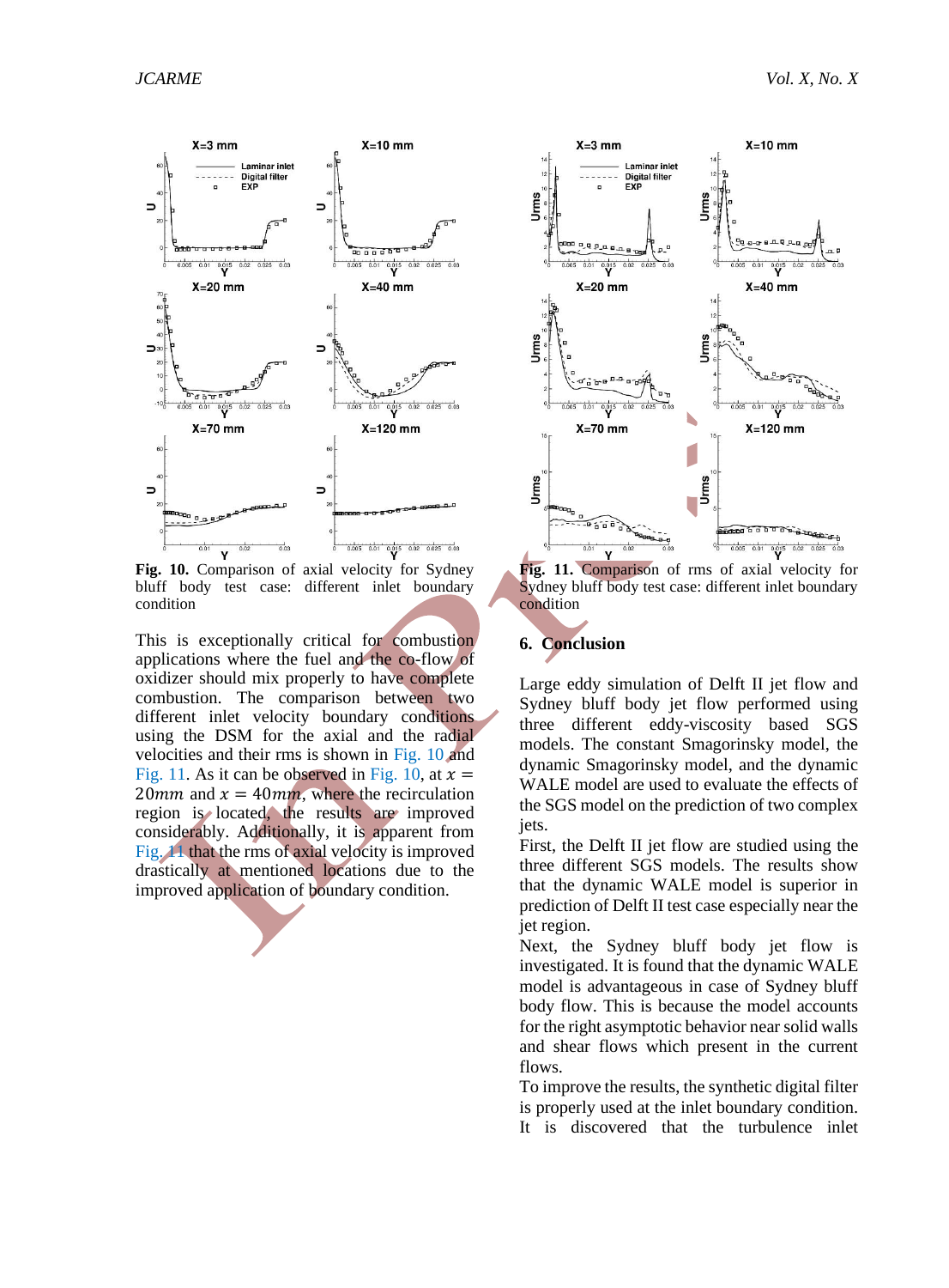**Fig. 10.** Comparison of axial velocity for Sydney bluff body test case: different inlet boundary condition

**Fig. 11.** Comparison of rms of axial velocity for Sydney bluff body test case: different inlet boundary condition

This is exceptionally critical for combustion applications where the fuel and the co-flow of oxidizer should mix properly to have complete combustion. The comparison between two different inlet velocity boundary conditions using the DSM for the axial and the radial velocities and their rms is shown in Fig. 10 and Fig. 11. As it can be observed in Fig. 10, at $x = 20mm$ and $x = 40mm$, where the recirculation region is located, the results are improved considerably. Additionally, it is apparent from Fig. 11 that the rms of axial velocity is improved drastically at mentioned locations due to the improved application of boundary condition.

## 6. Conclusion

Large eddy simulation of Delft II jet flow and Sydney bluff body jet flow performed using three different eddy-viscosity based SGS models. The constant Smagorinsky model, the dynamic Smagorinsky model, and the dynamic WALE model are used to evaluate the effects of the SGS model on the prediction of two complex jets.

First, the Delft II jet flow are studied using the three different SGS models. The results show that the dynamic WALE model is superior in prediction of Delft II test case especially near the jet region.

Next, the Sydney bluff body jet flow is investigated. It is found that the dynamic WALE model is advantageous in case of Sydney bluff body flow. This is because the model accounts for the right asymptotic behavior near solid walls and shear flows which present in the current flows.

To improve the results, the synthetic digital filter is properly used at the inlet boundary condition. It is discovered that the turbulence inlet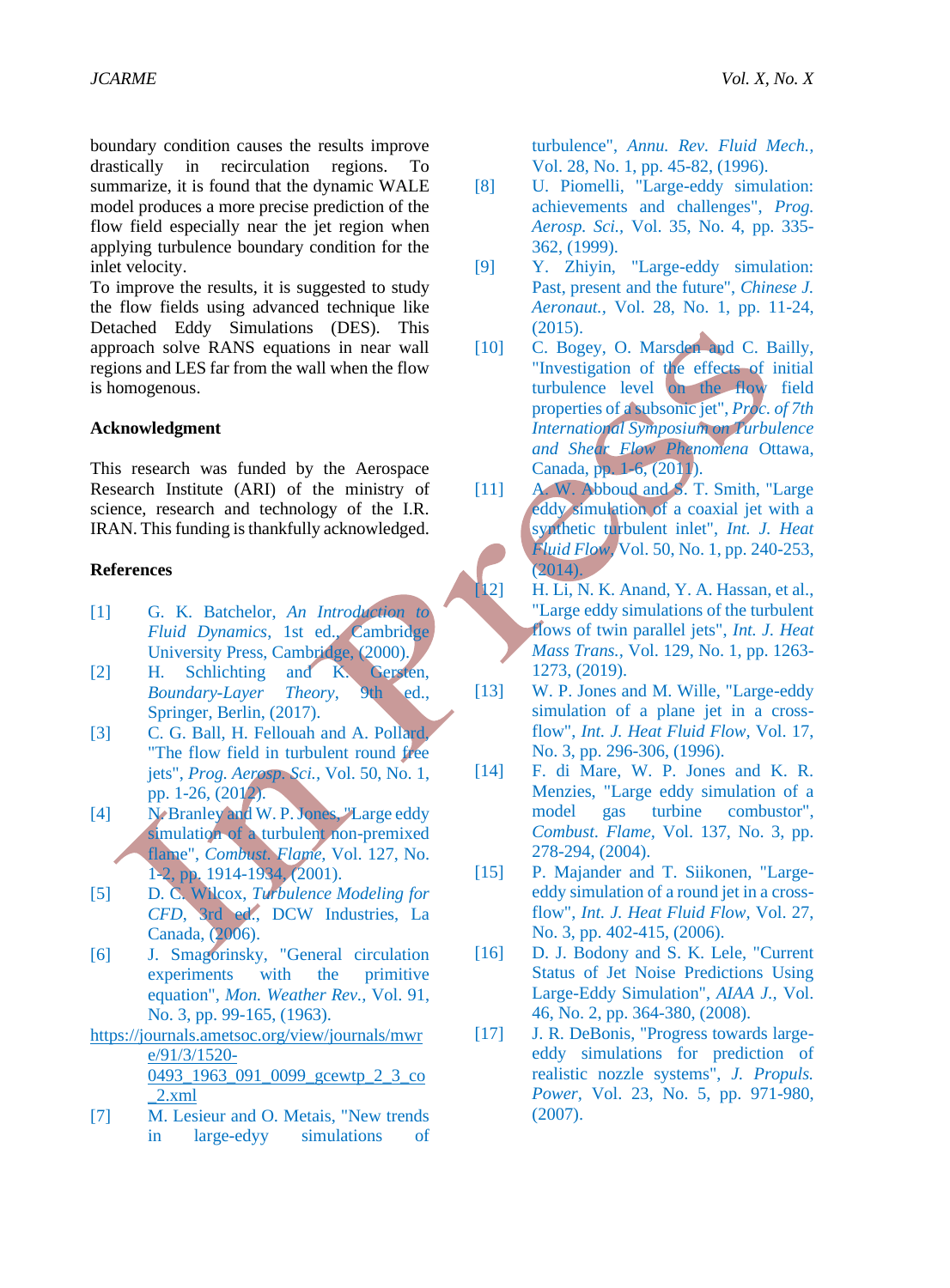boundary condition causes the results improve drastically in recirculation regions. To summarize, it is found that the dynamic WALE model produces a more precise prediction of the flow field especially near the jet region when applying turbulence boundary condition for the inlet velocity.

To improve the results, it is suggested to study the flow fields using advanced technique like Detached Eddy Simulations (DES). This approach solve RANS equations in near wall regions and LES far from the wall when the flow is homogenous.

### Acknowledgment

This research was funded by the Aerospace Research Institute (ARI) of the ministry of science, research and technology of the I.R. IRAN. This funding is thankfully acknowledged.

### References

[1] G. K. Batchelor, *An Introduction to Fluid Dynamics*, 1st ed., Cambridge University Press, Cambridge, (2000).

[2] H. Schlichting and K. Gersten, *Boundary-Layer Theory*, 9th ed., Springer, Berlin, (2017).

[3] C. G. Ball, H. Fellouah and A. Pollard, "The flow field in turbulent round free jets", *Prog. Aerosp. Sci.*, Vol. 50, No. 1, pp. 1-26, (2012).

[4] N. Branley and W. P. Jones, "Large eddy simulation of a turbulent non-premixed flame", *Combust. Flame*, Vol. 127, No. 1-2, pp. 1914-1934, (2001).

[5] D. C. Wilcox, *Turbulence Modeling for CFD*, 3rd ed., DCW Industries, La Canada, (2006).

[6] J. Smagorinsky, "General circulation experiments with the primitive equation", *Mon. Weather Rev.*, Vol. 91, No. 3, pp. 99-165, (1963). https://journals.ametsoc.org/view/journals/mwre/91/3/1520-0493_1963_091_0099_gcewtp_2_3_co_2.xml

[7] M. Lesieur and O. Metais, "New trends in large-edyy simulations of turbulence", *Annu. Rev. Fluid Mech.*, Vol. 28, No. 1, pp. 45-82, (1996).

[8] U. Piomelli, "Large-eddy simulation: achievements and challenges", *Prog. Aerosp. Sci.*, Vol. 35, No. 4, pp. 335-362, (1999).

[9] Y. Zhiyin, "Large-eddy simulation: Past, present and the future", *Chinese J. Aeronaut.*, Vol. 28, No. 1, pp. 11-24, (2015).

[10] C. Bogey, O. Marsden and C. Bailly, "Investigation of the effects of initial turbulence level on the flow field properties of a subsonic jet", *Proc. of 7th International Symposium on Turbulence and Shear Flow Phenomena* Ottawa, Canada, pp. 1-6, (2011).

[11] A. W. Abboud and S. T. Smith, "Large eddy simulation of a coaxial jet with a synthetic turbulent inlet", *Int. J. Heat Fluid Flow*, Vol. 50, No. 1, pp. 240-253, (2014).

[12] H. Li, N. K. Anand, Y. A. Hassan, et al., "Large eddy simulations of the turbulent flows of twin parallel jets", *Int. J. Heat Mass Trans.*, Vol. 129, No. 1, pp. 1263-1273, (2019).

[13] W. P. Jones and M. Wille, "Large-eddy simulation of a plane jet in a cross-flow", *Int. J. Heat Fluid Flow*, Vol. 17, No. 3, pp. 296-306, (1996).

[14] F. di Mare, W. P. Jones and K. R. Menzies, "Large eddy simulation of a model gas turbine combustor", *Combust. Flame*, Vol. 137, No. 3, pp. 278-294, (2004).

[15] P. Majander and T. Siikonen, "Large-eddy simulation of a round jet in a cross-flow", *Int. J. Heat Fluid Flow*, Vol. 27, No. 3, pp. 402-415, (2006).

[16] D. J. Bodony and S. K. Lele, "Current Status of Jet Noise Predictions Using Large-Eddy Simulation", *AIAA J.*, Vol. 46, No. 2, pp. 364-380, (2008).

[17] J. R. DeBonis, "Progress towards large-eddy simulations for prediction of realistic nozzle systems", *J. Propuls. Power*, Vol. 23, No. 5, pp. 971-980, (2007).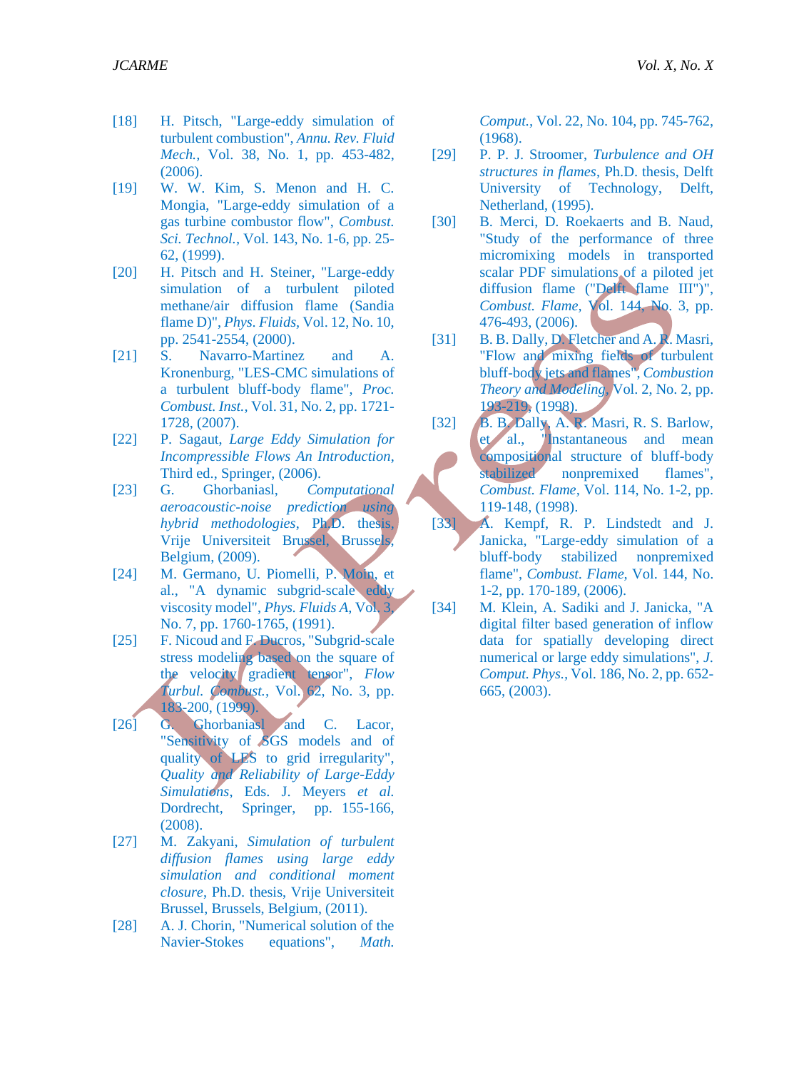[18] H. Pitsch, "Large-eddy simulation of turbulent combustion", *Annu. Rev. Fluid Mech.*, Vol. 38, No. 1, pp. 453-482, (2006).

[19] W. W. Kim, S. Menon and H. C. Mongia, "Large-eddy simulation of a gas turbine combustor flow", *Combust. Sci. Technol.*, Vol. 143, No. 1-6, pp. 25-62, (1999).

[20] H. Pitsch and H. Steiner, "Large-eddy simulation of a turbulent piloted methane/air diffusion flame (Sandia flame D)", *Phys. Fluids*, Vol. 12, No. 10, pp. 2541-2554, (2000).

[21] S. Navarro-Martinez and A. Kronenburg, "LES-CMC simulations of a turbulent bluff-body flame", *Proc. Combust. Inst.*, Vol. 31, No. 2, pp. 1721-1728, (2007).

[22] P. Sagaut, *Large Eddy Simulation for Incompressible Flows An Introduction*, Third ed., Springer, (2006).

[23] G. Ghorbaniasl, *Computational aeroacoustic-noise prediction using hybrid methodologies*, Ph.D. thesis, Vrije Universiteit Brussel, Brussels, Belgium, (2009).

[24] M. Germano, U. Piomelli, P. Moin, et al., "A dynamic subgrid-scale eddy viscosity model", *Phys. Fluids A*, Vol. 3, No. 7, pp. 1760-1765, (1991).

[25] F. Nicoud and F. Ducros, "Subgrid-scale stress modeling based on the square of the velocity gradient tensor", *Flow Turbul. Combust.*, Vol. 62, No. 3, pp. 183-200, (1999).

[26] G. Ghorbaniasl and C. Lacor, "Sensitivity of SGS models and of quality of LES to grid irregularity", *Quality and Reliability of Large-Eddy Simulations*, Eds. J. Meyers *et al.* Dordrecht, Springer, pp. 155-166, (2008).

[27] M. Zakyani, *Simulation of turbulent diffusion flames using large eddy simulation and conditional moment closure*, Ph.D. thesis, Vrije Universiteit Brussel, Brussels, Belgium, (2011).

[28] A. J. Chorin, "Numerical solution of the Navier-Stokes equations", *Math. Comput.*, Vol. 22, No. 104, pp. 745-762, (1968).

[29] P. P. J. Stroomer, *Turbulence and OH structures in flames*, Ph.D. thesis, Delft University of Technology, Delft, Netherland, (1995).

[30] B. Merci, D. Roekaerts and B. Naud, "Study of the performance of three micromixing models in transported scalar PDF simulations of a piloted jet diffusion flame ("Delft flame III")", *Combust. Flame*, Vol. 144, No. 3, pp. 476-493, (2006).

[31] B. B. Dally, D. Fletcher and A. R. Masri, "Flow and mixing fields of turbulent bluff-body jets and flames", *Combustion Theory and Modeling*, Vol. 2, No. 2, pp. 193-219, (1998).

[32] B. B. Dally, A. R. Masri, R. S. Barlow, et al., "Instantaneous and mean compositional structure of bluff-body stabilized nonpremixed flames", *Combust. Flame*, Vol. 114, No. 1-2, pp. 119-148, (1998).

[33] A. Kempf, R. P. Lindstedt and J. Janicka, "Large-eddy simulation of a bluff-body stabilized nonpremixed flame", *Combust. Flame*, Vol. 144, No. 1-2, pp. 170-189, (2006).

[34] M. Klein, A. Sadiki and J. Janicka, "A digital filter based generation of inflow data for spatially developing direct numerical or large eddy simulations", *J. Comput. Phys.*, Vol. 186, No. 2, pp. 652-665, (2003).